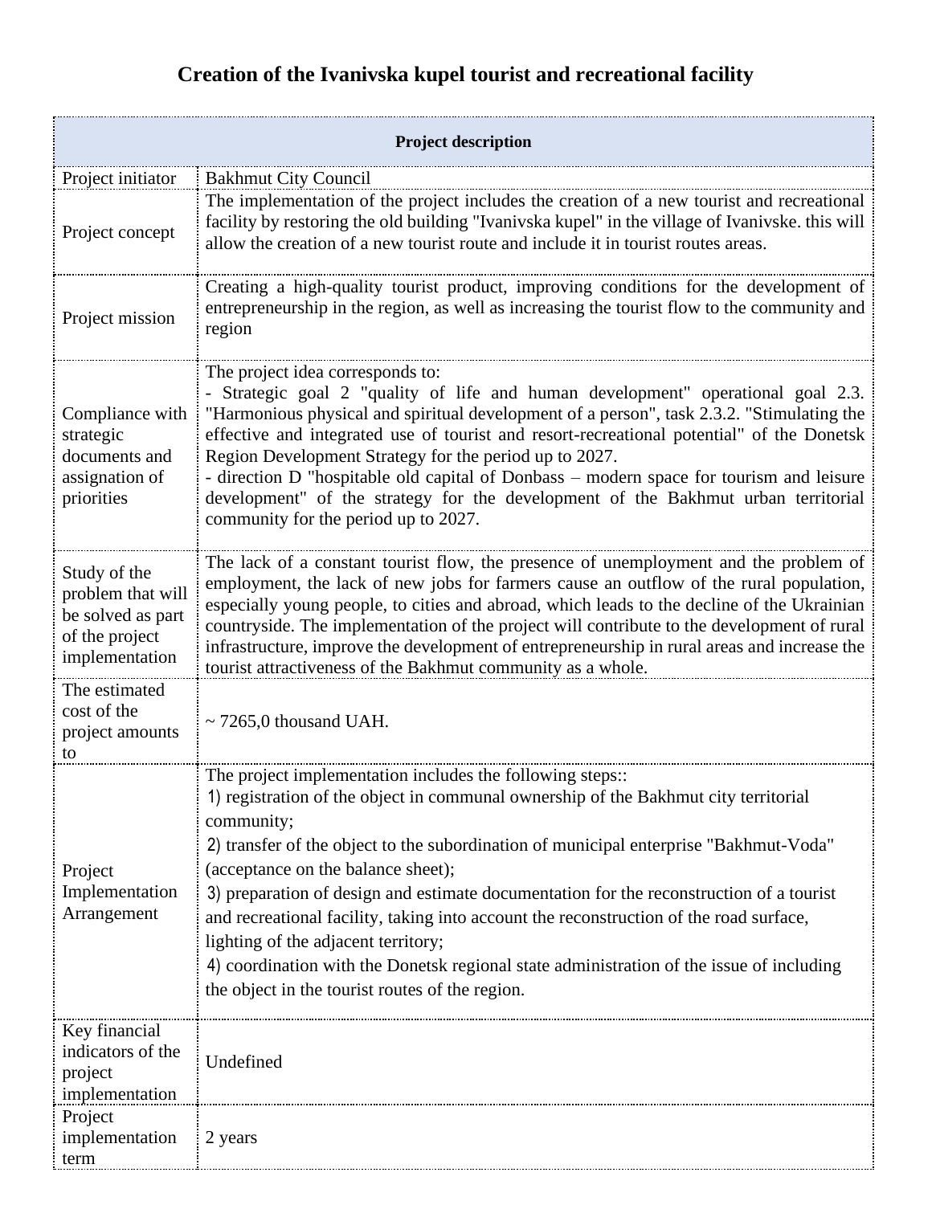# Creation of the Ivanivska kupel tourist and recreational facility

| Project description | |
|---|---|
| Project initiator | Bakhmut City Council |
| Project concept | The implementation of the project includes the creation of a new tourist and recreational facility by restoring the old building "Ivanivska kupel" in the village of Ivanivske. this will allow the creation of a new tourist route and include it in tourist routes areas. |
| Project mission | Creating a high-quality tourist product, improving conditions for the development of entrepreneurship in the region, as well as increasing the tourist flow to the community and region |
| Compliance with strategic documents and assignation of priorities | The project idea corresponds to:<br>- Strategic goal 2 "quality of life and human development" operational goal 2.3. "Harmonious physical and spiritual development of a person", task 2.3.2. "Stimulating the effective and integrated use of tourist and resort-recreational potential" of the Donetsk Region Development Strategy for the period up to 2027.<br>- direction D "hospitable old capital of Donbass – modern space for tourism and leisure development" of the strategy for the development of the Bakhmut urban territorial community for the period up to 2027. |
| Study of the problem that will be solved as part of the project implementation | The lack of a constant tourist flow, the presence of unemployment and the problem of employment, the lack of new jobs for farmers cause an outflow of the rural population, especially young people, to cities and abroad, which leads to the decline of the Ukrainian countryside. The implementation of the project will contribute to the development of rural infrastructure, improve the development of entrepreneurship in rural areas and increase the tourist attractiveness of the Bakhmut community as a whole. |
| The estimated cost of the project amounts to | ~ 7265,0 thousand UAH. |
| Project Implementation Arrangement | The project implementation includes the following steps::<br>1) registration of the object in communal ownership of the Bakhmut city territorial community;<br>2) transfer of the object to the subordination of municipal enterprise "Bakhmut-Voda" (acceptance on the balance sheet);<br>3) preparation of design and estimate documentation for the reconstruction of a tourist and recreational facility, taking into account the reconstruction of the road surface, lighting of the adjacent territory;<br>4) coordination with the Donetsk regional state administration of the issue of including the object in the tourist routes of the region. |
| Key financial indicators of the project implementation | Undefined |
| Project implementation term | 2 years |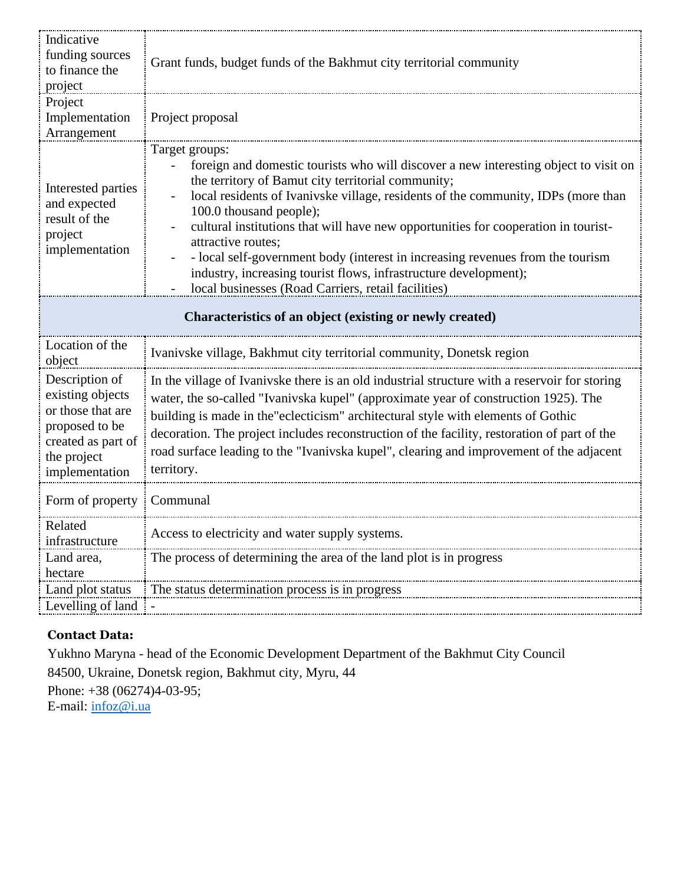| | |
|---|---|
| Indicative funding sources to finance the project | Grant funds, budget funds of the Bakhmut city territorial community |
| Project Implementation Arrangement | Project proposal |
| Interested parties and expected result of the project implementation | Target groups:<br>- foreign and domestic tourists who will discover a new interesting object to visit on the territory of Bamut city territorial community;<br>- local residents of Ivanivske village, residents of the community, IDPs (more than 100.0 thousand people);<br>- cultural institutions that will have new opportunities for cooperation in tourist-attractive routes;<br>- - local self-government body (interest in increasing revenues from the tourism industry, increasing tourist flows, infrastructure development);<br>- local businesses (Road Carriers, retail facilities) |
| **Characteristics of an object (existing or newly created)** | |
| Location of the object | Ivanivske village, Bakhmut city territorial community, Donetsk region |
| Description of existing objects or those that are proposed to be created as part of the project implementation | In the village of Ivanivske there is an old industrial structure with a reservoir for storing water, the so-called "Ivanivska kupel" (approximate year of construction 1925). The building is made in the"eclecticism" architectural style with elements of Gothic decoration. The project includes reconstruction of the facility, restoration of part of the road surface leading to the "Ivanivska kupel", clearing and improvement of the adjacent territory. |
| Form of property | Communal |
| Related infrastructure | Access to electricity and water supply systems. |
| Land area, hectare | The process of determining the area of the land plot is in progress |
| Land plot status | The status determination process is in progress |
| Levelling of land | - |

**Contact Data:**

Yukhno Maryna - head of the Economic Development Department of the Bakhmut City Council
84500, Ukraine, Donetsk region, Bakhmut city, Myru, 44
Phone: +38 (06274)4-03-95;
E-mail: infoz@i.ua